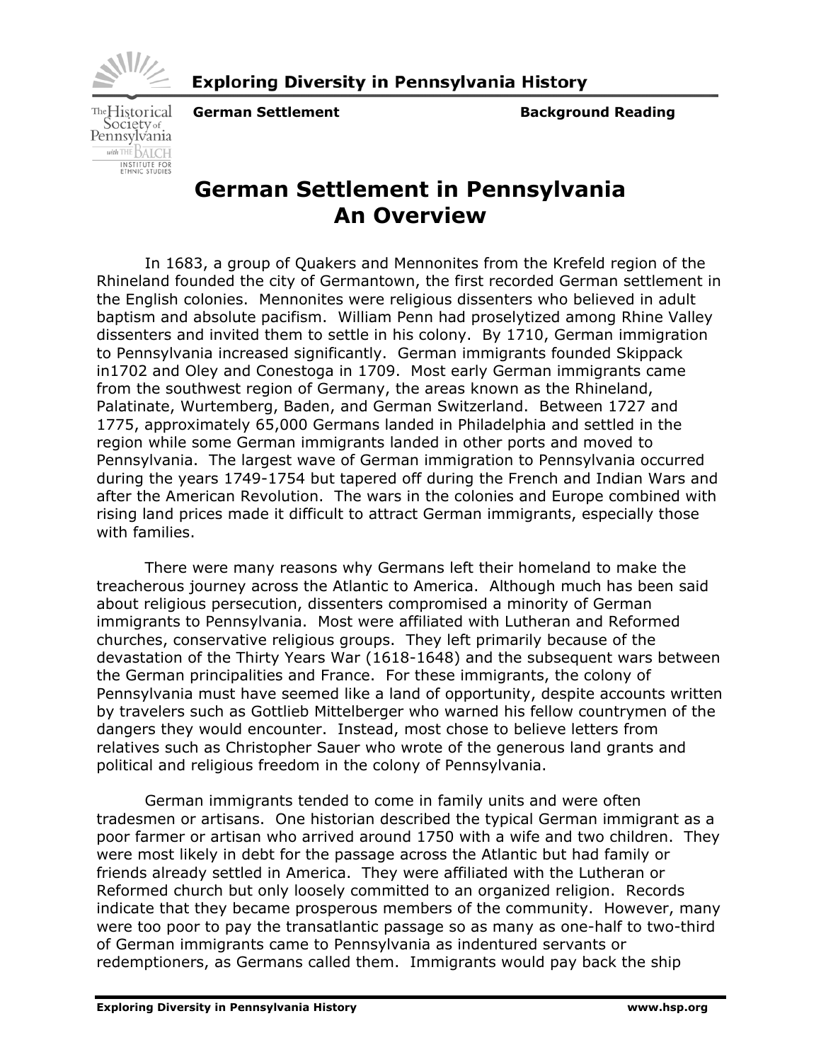German Settlement | Background Reading

# German Settlement in Pennsylvania
# An Overview

In 1683, a group of Quakers and Mennonites from the Krefeld region of the Rhineland founded the city of Germantown, the first recorded German settlement in the English colonies. Mennonites were religious dissenters who believed in adult baptism and absolute pacifism. William Penn had proselytized among Rhine Valley dissenters and invited them to settle in his colony. By 1710, German immigration to Pennsylvania increased significantly. German immigrants founded Skippack in1702 and Oley and Conestoga in 1709. Most early German immigrants came from the southwest region of Germany, the areas known as the Rhineland, Palatinate, Wurtemberg, Baden, and German Switzerland. Between 1727 and 1775, approximately 65,000 Germans landed in Philadelphia and settled in the region while some German immigrants landed in other ports and moved to Pennsylvania. The largest wave of German immigration to Pennsylvania occurred during the years 1749-1754 but tapered off during the French and Indian Wars and after the American Revolution. The wars in the colonies and Europe combined with rising land prices made it difficult to attract German immigrants, especially those with families.

There were many reasons why Germans left their homeland to make the treacherous journey across the Atlantic to America. Although much has been said about religious persecution, dissenters compromised a minority of German immigrants to Pennsylvania. Most were affiliated with Lutheran and Reformed churches, conservative religious groups. They left primarily because of the devastation of the Thirty Years War (1618-1648) and the subsequent wars between the German principalities and France. For these immigrants, the colony of Pennsylvania must have seemed like a land of opportunity, despite accounts written by travelers such as Gottlieb Mittelberger who warned his fellow countrymen of the dangers they would encounter. Instead, most chose to believe letters from relatives such as Christopher Sauer who wrote of the generous land grants and political and religious freedom in the colony of Pennsylvania.

German immigrants tended to come in family units and were often tradesmen or artisans. One historian described the typical German immigrant as a poor farmer or artisan who arrived around 1750 with a wife and two children. They were most likely in debt for the passage across the Atlantic but had family or friends already settled in America. They were affiliated with the Lutheran or Reformed church but only loosely committed to an organized religion. Records indicate that they became prosperous members of the community. However, many were too poor to pay the transatlantic passage so as many as one-half to two-third of German immigrants came to Pennsylvania as indentured servants or redemptioners, as Germans called them. Immigrants would pay back the ship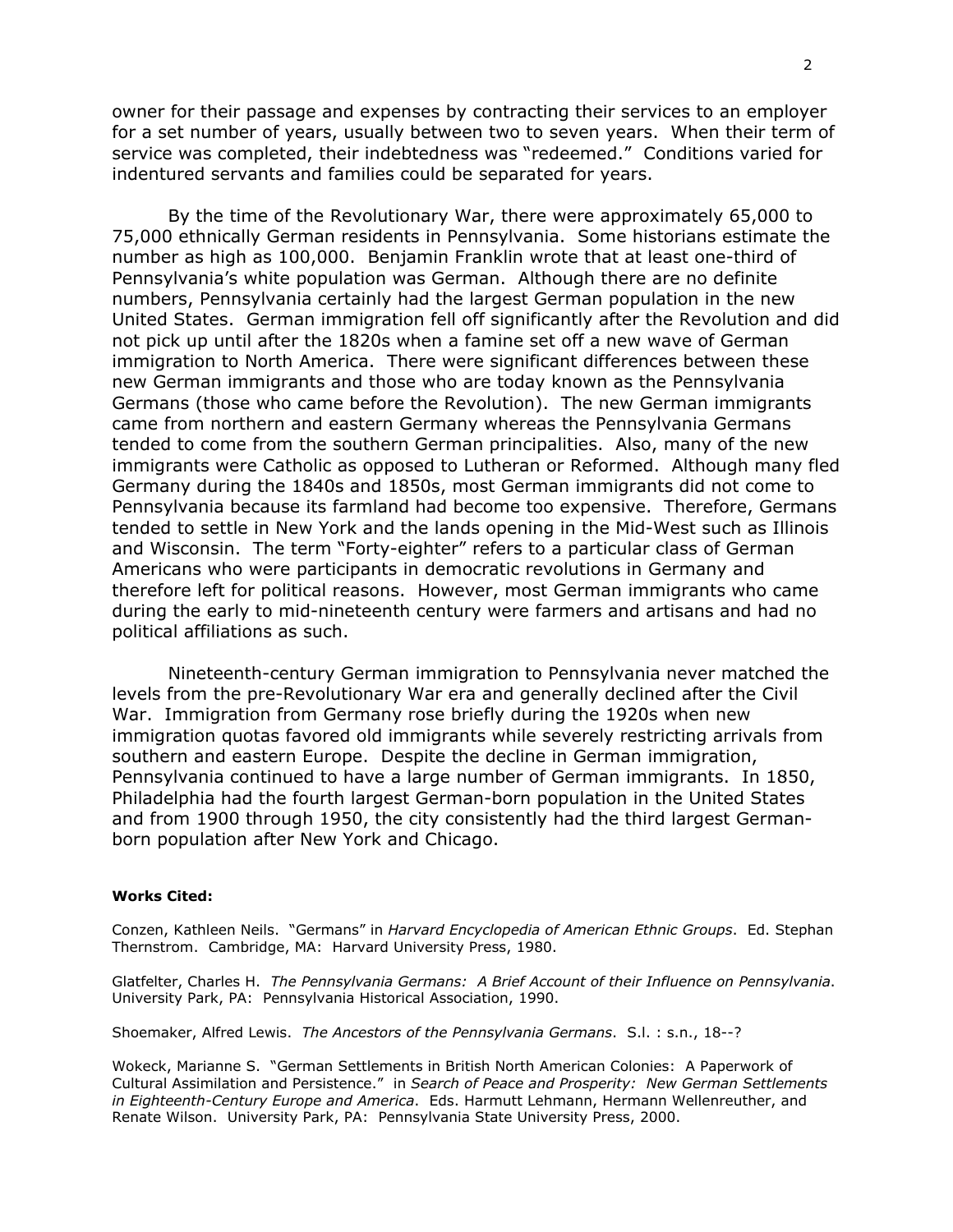owner for their passage and expenses by contracting their services to an employer for a set number of years, usually between two to seven years. When their term of service was completed, their indebtedness was "redeemed." Conditions varied for indentured servants and families could be separated for years.

By the time of the Revolutionary War, there were approximately 65,000 to 75,000 ethnically German residents in Pennsylvania. Some historians estimate the number as high as 100,000. Benjamin Franklin wrote that at least one-third of Pennsylvania's white population was German. Although there are no definite numbers, Pennsylvania certainly had the largest German population in the new United States. German immigration fell off significantly after the Revolution and did not pick up until after the 1820s when a famine set off a new wave of German immigration to North America. There were significant differences between these new German immigrants and those who are today known as the Pennsylvania Germans (those who came before the Revolution). The new German immigrants came from northern and eastern Germany whereas the Pennsylvania Germans tended to come from the southern German principalities. Also, many of the new immigrants were Catholic as opposed to Lutheran or Reformed. Although many fled Germany during the 1840s and 1850s, most German immigrants did not come to Pennsylvania because its farmland had become too expensive. Therefore, Germans tended to settle in New York and the lands opening in the Mid-West such as Illinois and Wisconsin. The term "Forty-eighter" refers to a particular class of German Americans who were participants in democratic revolutions in Germany and therefore left for political reasons. However, most German immigrants who came during the early to mid-nineteenth century were farmers and artisans and had no political affiliations as such.

Nineteenth-century German immigration to Pennsylvania never matched the levels from the pre-Revolutionary War era and generally declined after the Civil War. Immigration from Germany rose briefly during the 1920s when new immigration quotas favored old immigrants while severely restricting arrivals from southern and eastern Europe. Despite the decline in German immigration, Pennsylvania continued to have a large number of German immigrants. In 1850, Philadelphia had the fourth largest German-born population in the United States and from 1900 through 1950, the city consistently had the third largest German-born population after New York and Chicago.

**Works Cited:**

Conzen, Kathleen Neils. "Germans" in *Harvard Encyclopedia of American Ethnic Groups*. Ed. Stephan Thernstrom. Cambridge, MA: Harvard University Press, 1980.

Glatfelter, Charles H. *The Pennsylvania Germans: A Brief Account of their Influence on Pennsylvania*. University Park, PA: Pennsylvania Historical Association, 1990.

Shoemaker, Alfred Lewis. *The Ancestors of the Pennsylvania Germans*. S.l. : s.n., 18--?

Wokeck, Marianne S. "German Settlements in British North American Colonies: A Paperwork of Cultural Assimilation and Persistence." in *Search of Peace and Prosperity: New German Settlements in Eighteenth-Century Europe and America*. Eds. Harmutt Lehmann, Hermann Wellenreuther, and Renate Wilson. University Park, PA: Pennsylvania State University Press, 2000.